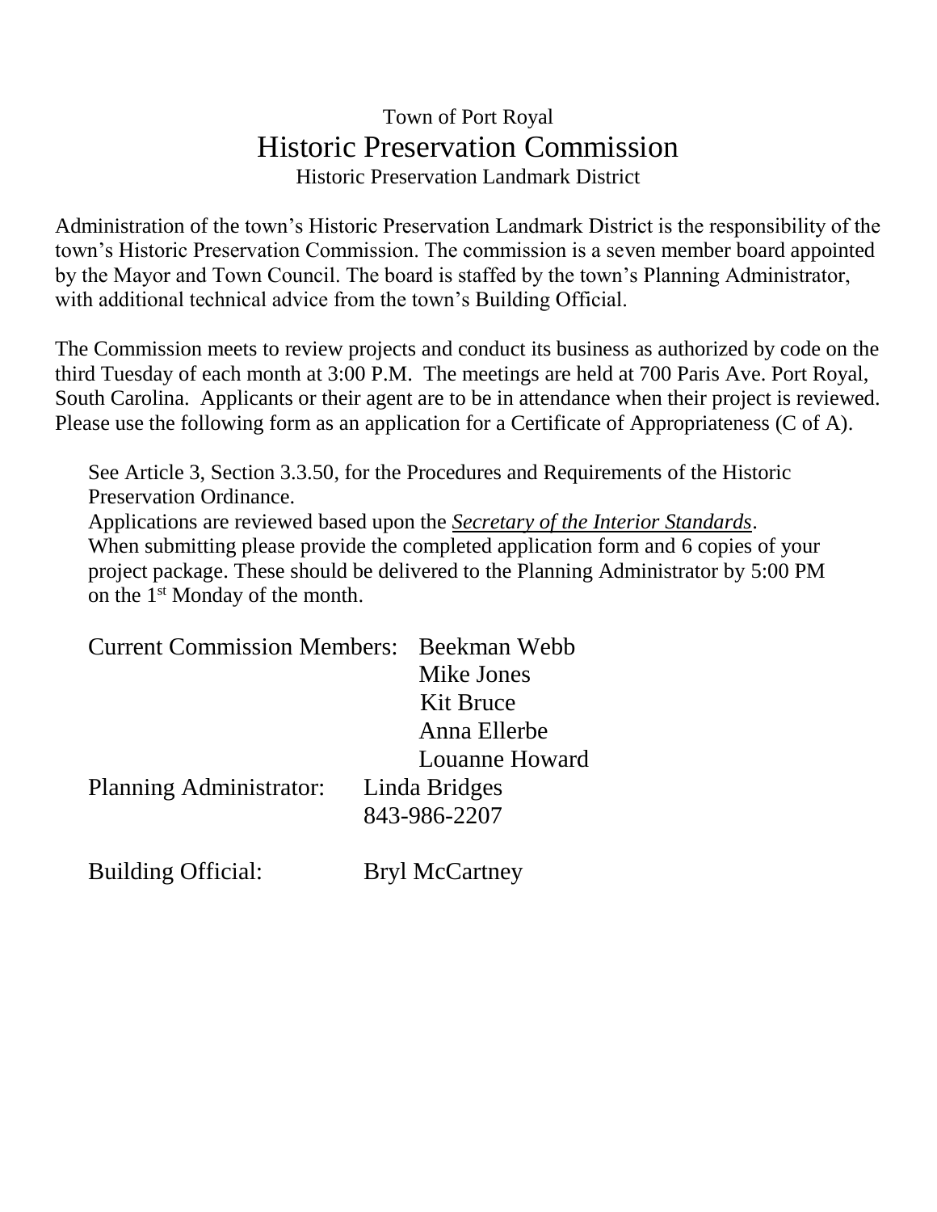Town of Port Royal

# Historic Preservation Commission

Historic Preservation Landmark District

Administration of the town's Historic Preservation Landmark District is the responsibility of the town's Historic Preservation Commission. The commission is a seven member board appointed by the Mayor and Town Council. The board is staffed by the town's Planning Administrator, with additional technical advice from the town's Building Official.

The Commission meets to review projects and conduct its business as authorized by code on the third Tuesday of each month at 3:00 P.M. The meetings are held at 700 Paris Ave. Port Royal, South Carolina. Applicants or their agent are to be in attendance when their project is reviewed. Please use the following form as an application for a Certificate of Appropriateness (C of A).

See Article 3, Section 3.3.50, for the Procedures and Requirements of the Historic Preservation Ordinance.
Applications are reviewed based upon the ***Secretary of the Interior Standards***.
When submitting please provide the completed application form and 6 copies of your project package. These should be delivered to the Planning Administrator by 5:00 PM on the 1st Monday of the month.

Current Commission Members: Beekman Webb
Mike Jones
Kit Bruce
Anna Ellerbe
Louanne Howard

Planning Administrator: Linda Bridges
843-986-2207

Building Official: Bryl McCartney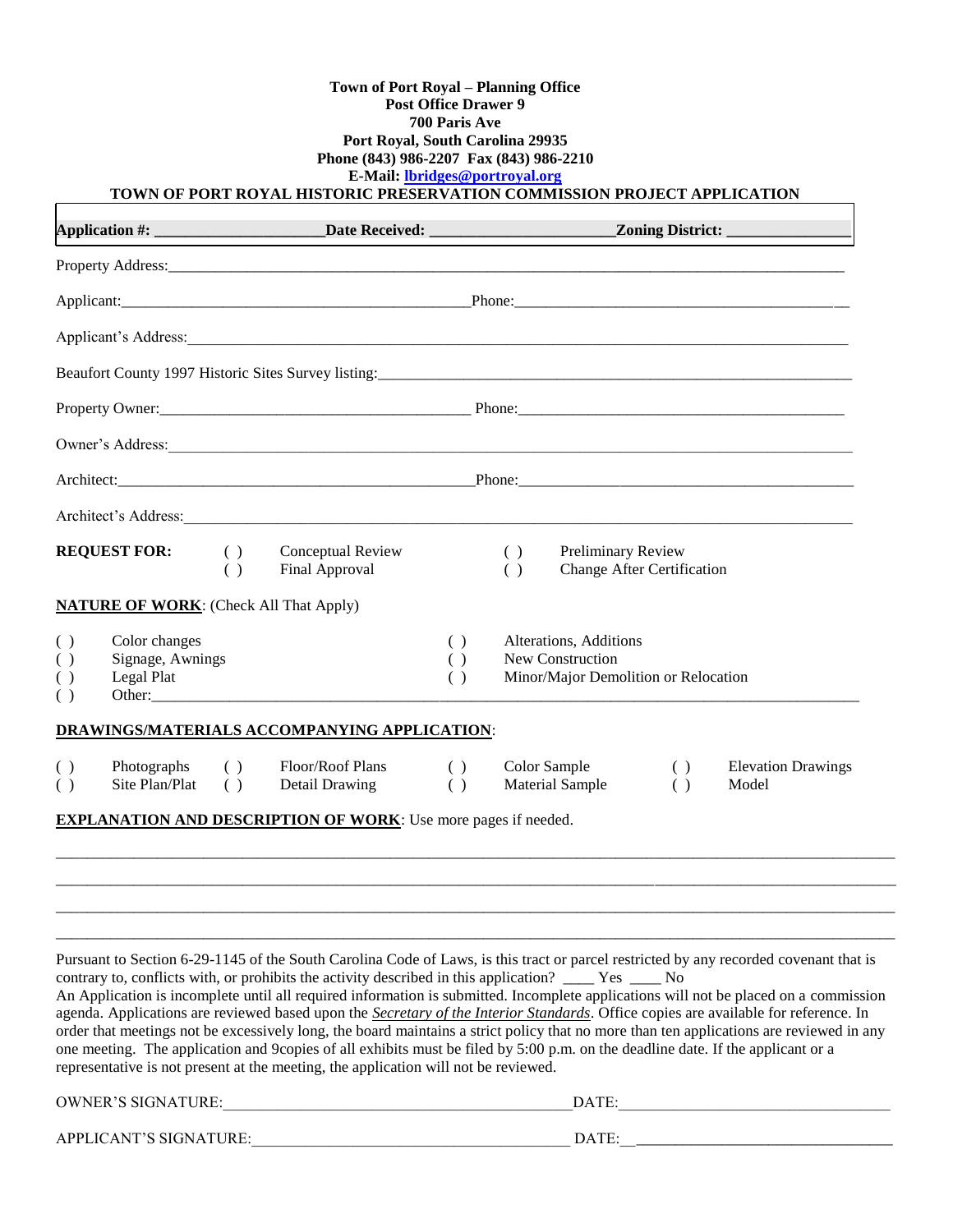**Town of Port Royal – Planning Office**
**Post Office Drawer 9**
**700 Paris Ave**
**Port Royal, South Carolina 29935**
**Phone (843) 986-2207 Fax (843) 986-2210**
**E-Mail: lbridges@portroyal.org**

# TOWN OF PORT ROYAL HISTORIC PRESERVATION COMMISSION PROJECT APPLICATION

**Application #: ____________________ Date Received: ______________________ Zoning District: _______________**

Property Address:_______________________________________________________________________________

Applicant:_____________________________________________Phone:__________________________________________

Applicant's Address:_____________________________________________________________________________

Beaufort County 1997 Historic Sites Survey listing:___________________________________________________

Property Owner:_______________________________________ Phone:__________________________________________

Owner's Address:________________________________________________________________________________

Architect:______________________________________________Phone:__________________________________________

Architect's Address:______________________________________________________________________________

**REQUEST FOR:**

( ) Conceptual Review
( ) Preliminary Review
( ) Final Approval
( ) Change After Certification

**NATURE OF WORK**: (Check All That Apply)

( ) Color changes
( ) Alterations, Additions
( ) Signage, Awnings
( ) New Construction
( ) Legal Plat
( ) Minor/Major Demolition or Relocation
( ) Other:_________________________________________________________________________________

**DRAWINGS/MATERIALS ACCOMPANYING APPLICATION**:

( ) Photographs
( ) Floor/Roof Plans
( ) Color Sample
( ) Elevation Drawings
( ) Site Plan/Plat
( ) Detail Drawing
( ) Material Sample
( ) Model

**EXPLANATION AND DESCRIPTION OF WORK**: Use more pages if needed.

_____________________________________________________________________________________________________

_____________________________________________________________________________________________________

_____________________________________________________________________________________________________

_____________________________________________________________________________________________________

Pursuant to Section 6-29-1145 of the South Carolina Code of Laws, is this tract or parcel restricted by any recorded covenant that is contrary to, conflicts with, or prohibits the activity described in this application? ____ Yes ____ No

An Application is incomplete until all required information is submitted. Incomplete applications will not be placed on a commission agenda. Applications are reviewed based upon the *Secretary of the Interior Standards*. Office copies are available for reference. In order that meetings not be excessively long, the board maintains a strict policy that no more than ten applications are reviewed in any one meeting. The application and 9copies of all exhibits must be filed by 5:00 p.m. on the deadline date. If the applicant or a representative is not present at the meeting, the application will not be reviewed.

OWNER'S SIGNATURE:___________________________________________DATE:_________________________________

APPLICANT'S SIGNATURE:_______________________________________ DATE:__________________________________